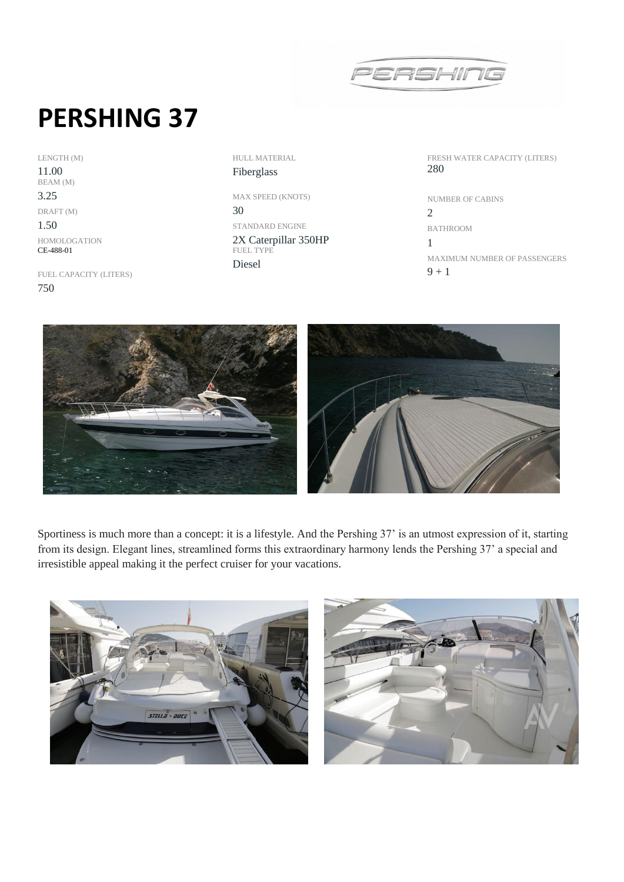# PERSHING 37

LENGTH (M)
11.00

BEAM (M)
3.25

DRAFT (M)
1.50

HOMOLOGATION
CE-488-01

FUEL CAPACITY (LITERS)
750

HULL MATERIAL
Fiberglass

MAX SPEED (KNOTS)
30

STANDARD ENGINE
2X Caterpillar 350HP

FUEL TYPE
Diesel

FRESH WATER CAPACITY (LITERS)
280

NUMBER OF CABINS
2

BATHROOM
1

MAXIMUM NUMBER OF PASSENGERS
9 + 1

Sportiness is much more than a concept: it is a lifestyle. And the Pershing 37' is an utmost expression of it, starting from its design. Elegant lines, streamlined forms this extraordinary harmony lends the Pershing 37' a special and irresistible appeal making it the perfect cruiser for your vacations.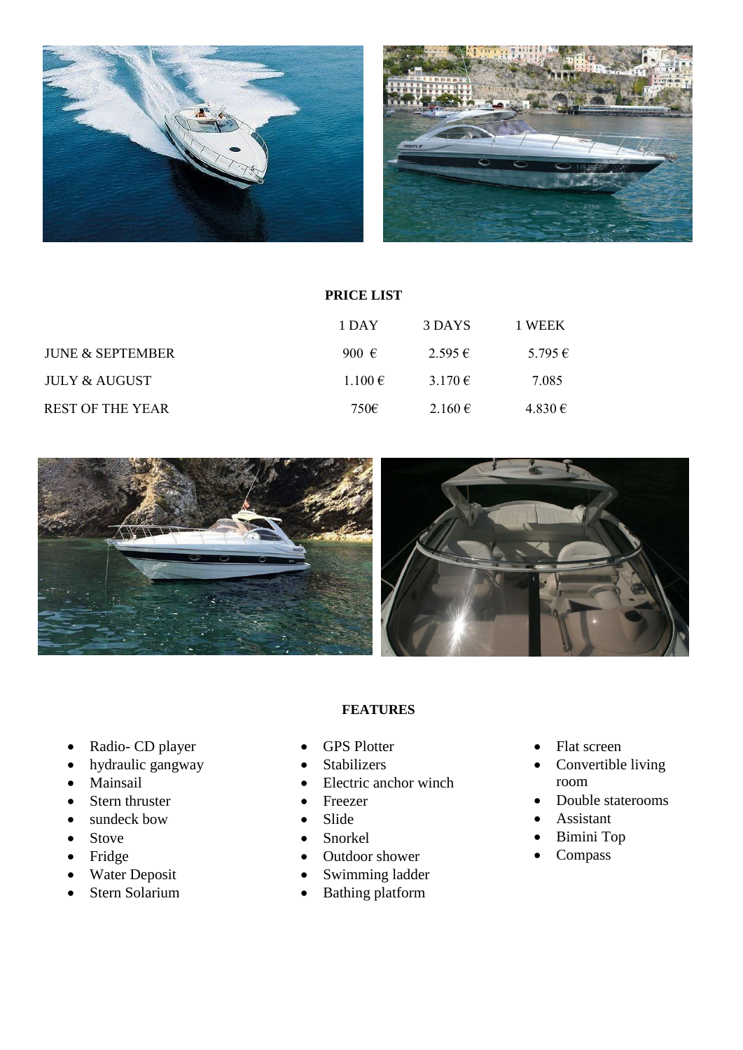**PRICE LIST**

| | 1 DAY | 3 DAYS | 1 WEEK |
|---|---|---|---|
| JUNE & SEPTEMBER | 900 € | 2.595 € | 5.795 € |
| JULY & AUGUST | 1.100 € | 3.170 € | 7.085 |
| REST OF THE YEAR | 750€ | 2.160 € | 4.830 € |

**FEATURES**

- Radio- CD player
- hydraulic gangway
- Mainsail
- Stern thruster
- sundeck bow
- Stove
- Fridge
- Water Deposit
- Stern Solarium
- GPS Plotter
- Stabilizers
- Electric anchor winch
- Freezer
- Slide
- Snorkel
- Outdoor shower
- Swimming ladder
- Bathing platform
- Flat screen
- Convertible living room
- Double staterooms
- Assistant
- Bimini Top
- Compass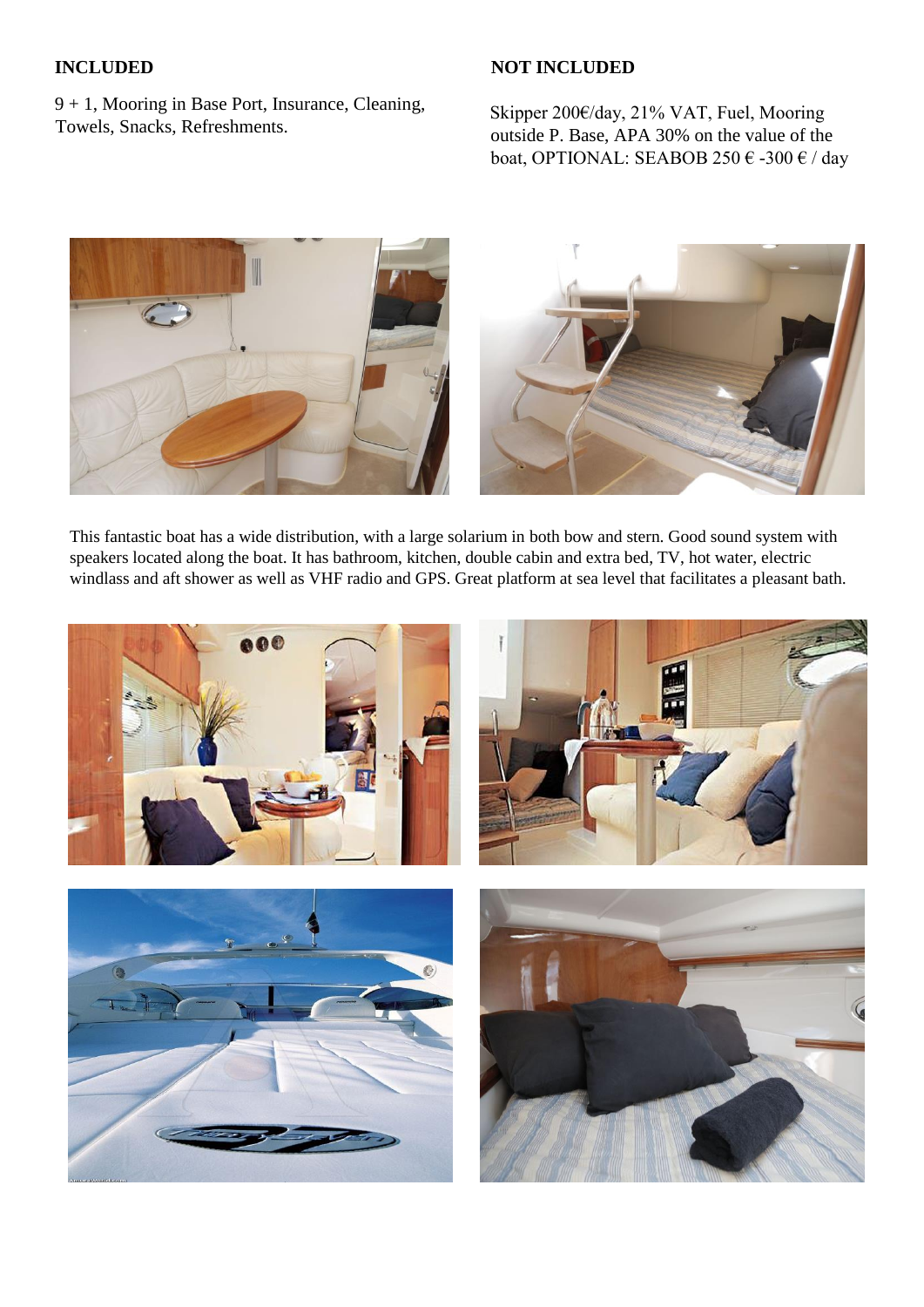## INCLUDED

9 + 1, Mooring in Base Port, Insurance, Cleaning, Towels, Snacks, Refreshments.

## NOT INCLUDED

Skipper 200€/day, 21% VAT, Fuel, Mooring outside P. Base, APA 30% on the value of the boat, OPTIONAL: SEABOB 250 € -300 € / day

This fantastic boat has a wide distribution, with a large solarium in both bow and stern. Good sound system with speakers located along the boat. It has bathroom, kitchen, double cabin and extra bed, TV, hot water, electric windlass and aft shower as well as VHF radio and GPS. Great platform at sea level that facilitates a pleasant bath.